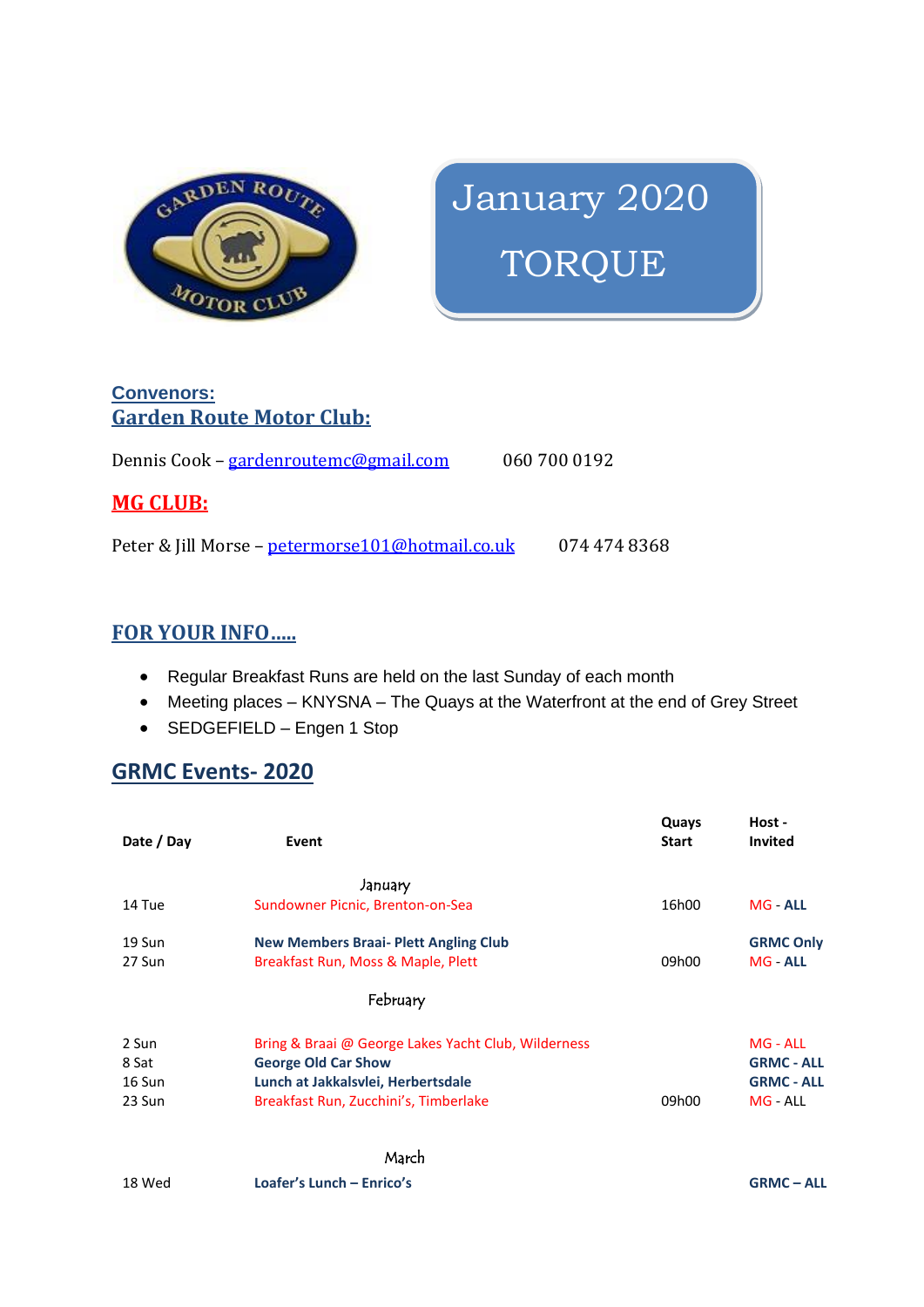# January 2020

# TORQUE

**Convenors:**

## Garden Route Motor Club:

Dennis Cook – gardenroutemc@gmail.com 060 700 0192

## MG CLUB:

Peter & Jill Morse – petermorse101@hotmail.co.uk 074 474 8368

## FOR YOUR INFO.....

- Regular Breakfast Runs are held on the last Sunday of each month
- Meeting places – KNYSNA – The Quays at the Waterfront at the end of Grey Street
- SEDGEFIELD – Engen 1 Stop

## GRMC Events- 2020

| Date / Day | Event | Quays Start | Host - Invited |
|---|---|---|---|
| | January | | |
| 14 Tue | Sundowner Picnic, Brenton-on-Sea | 16h00 | MG - **ALL** |
| 19 Sun | **New Members Braai- Plett Angling Club** | | **GRMC Only** |
| 27 Sun | Breakfast Run, Moss & Maple, Plett | 09h00 | MG - **ALL** |
| | February | | |
| 2 Sun | Bring & Braai @ George Lakes Yacht Club, Wilderness | | MG - ALL |
| 8 Sat | **George Old Car Show** | | **GRMC - ALL** |
| 16 Sun | **Lunch at Jakkalsvlei, Herbertsdale** | | **GRMC - ALL** |
| 23 Sun | Breakfast Run, Zucchini's, Timberlake | 09h00 | MG - ALL |
| | March | | |
| 18 Wed | **Loafer's Lunch – Enrico's** | | **GRMC – ALL** |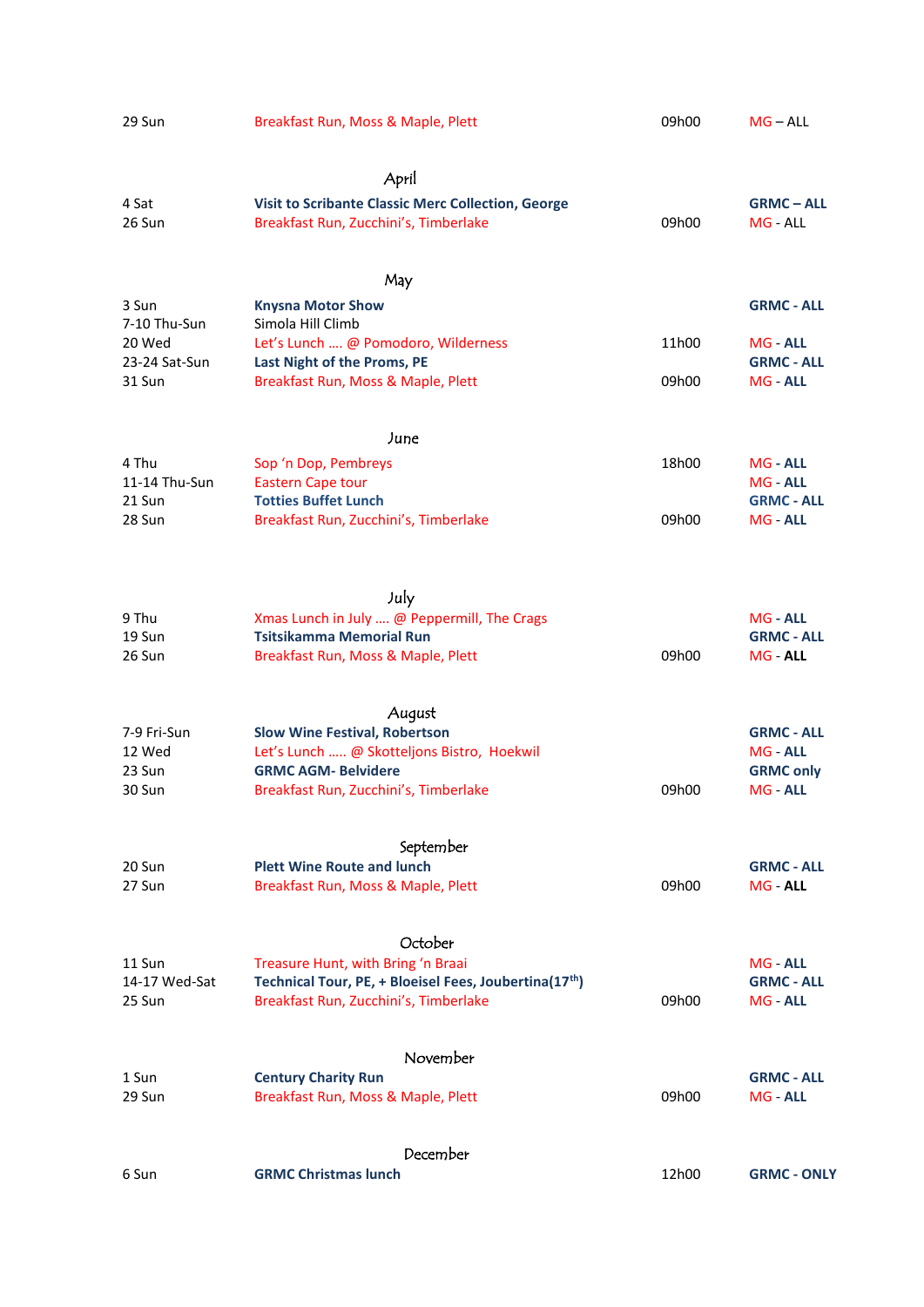| | | | |
|---|---|---|---|
| 29 Sun | Breakfast Run, Moss & Maple, Plett | 09h00 | MG – ALL |

## April

| | | | |
|---|---|---|---|
| 4 Sat | **Visit to Scribante Classic Merc Collection, George** | | **GRMC – ALL** |
| 26 Sun | Breakfast Run, Zucchini's, Timberlake | 09h00 | MG - ALL |

## May

| | | | |
|---|---|---|---|
| 3 Sun | **Knysna Motor Show** | | **GRMC - ALL** |
| 7-10 Thu-Sun | Simola Hill Climb | | |
| 20 Wed | Let's Lunch …. @ Pomodoro, Wilderness | 11h00 | MG - **ALL** |
| 23-24 Sat-Sun | **Last Night of the Proms, PE** | | **GRMC - ALL** |
| 31 Sun | Breakfast Run, Moss & Maple, Plett | 09h00 | MG - **ALL** |

## June

| | | | |
|---|---|---|---|
| 4 Thu | Sop 'n Dop, Pembreys | 18h00 | MG - **ALL** |
| 11-14 Thu-Sun | Eastern Cape tour | | MG - **ALL** |
| 21 Sun | **Totties Buffet Lunch** | | **GRMC - ALL** |
| 28 Sun | Breakfast Run, Zucchini's, Timberlake | 09h00 | MG - **ALL** |

## July

| | | | |
|---|---|---|---|
| 9 Thu | Xmas Lunch in July …. @ Peppermill, The Crags | | MG - **ALL** |
| 19 Sun | **Tsitsikamma Memorial Run** | | **GRMC - ALL** |
| 26 Sun | Breakfast Run, Moss & Maple, Plett | 09h00 | MG - **ALL** |

## August

| | | | |
|---|---|---|---|
| 7-9 Fri-Sun | **Slow Wine Festival, Robertson** | | **GRMC - ALL** |
| 12 Wed | Let's Lunch ….. @ Skotteljons Bistro, Hoekwil | | MG - **ALL** |
| 23 Sun | **GRMC AGM- Belvidere** | | **GRMC only** |
| 30 Sun | Breakfast Run, Zucchini's, Timberlake | 09h00 | MG - **ALL** |

## September

| | | | |
|---|---|---|---|
| 20 Sun | **Plett Wine Route and lunch** | | **GRMC - ALL** |
| 27 Sun | Breakfast Run, Moss & Maple, Plett | 09h00 | MG - **ALL** |

## October

| | | | |
|---|---|---|---|
| 11 Sun | Treasure Hunt, with Bring 'n Braai | | MG - **ALL** |
| 14-17 Wed-Sat | **Technical Tour, PE, + Bloeisel Fees, Joubertina(17th)** | | **GRMC - ALL** |
| 25 Sun | Breakfast Run, Zucchini's, Timberlake | 09h00 | MG - **ALL** |

## November

| | | | |
|---|---|---|---|
| 1 Sun | **Century Charity Run** | | **GRMC - ALL** |
| 29 Sun | Breakfast Run, Moss & Maple, Plett | 09h00 | MG - **ALL** |

## December

| | | | |
|---|---|---|---|
| 6 Sun | **GRMC Christmas lunch** | 12h00 | **GRMC - ONLY** |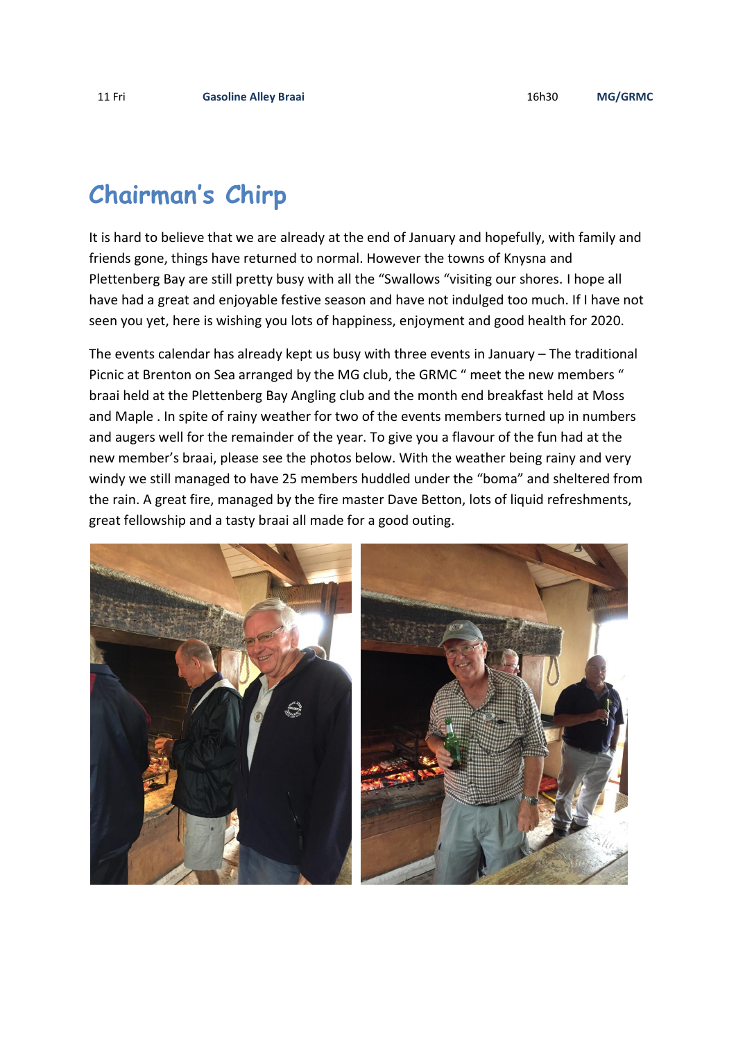| 11 Fri | **Gasoline Alley Braai** | 16h30 | **MG/GRMC** |
|---|---|---|---|

## Chairman's Chirp

It is hard to believe that we are already at the end of January and hopefully, with family and friends gone, things have returned to normal. However the towns of Knysna and Plettenberg Bay are still pretty busy with all the "Swallows "visiting our shores. I hope all have had a great and enjoyable festive season and have not indulged too much. If I have not seen you yet, here is wishing you lots of happiness, enjoyment and good health for 2020.

The events calendar has already kept us busy with three events in January – The traditional Picnic at Brenton on Sea arranged by the MG club, the GRMC " meet the new members " braai held at the Plettenberg Bay Angling club and the month end breakfast held at Moss and Maple . In spite of rainy weather for two of the events members turned up in numbers and augers well for the remainder of the year. To give you a flavour of the fun had at the new member's braai, please see the photos below. With the weather being rainy and very windy we still managed to have 25 members huddled under the "boma" and sheltered from the rain. A great fire, managed by the fire master Dave Betton, lots of liquid refreshments, great fellowship and a tasty braai all made for a good outing.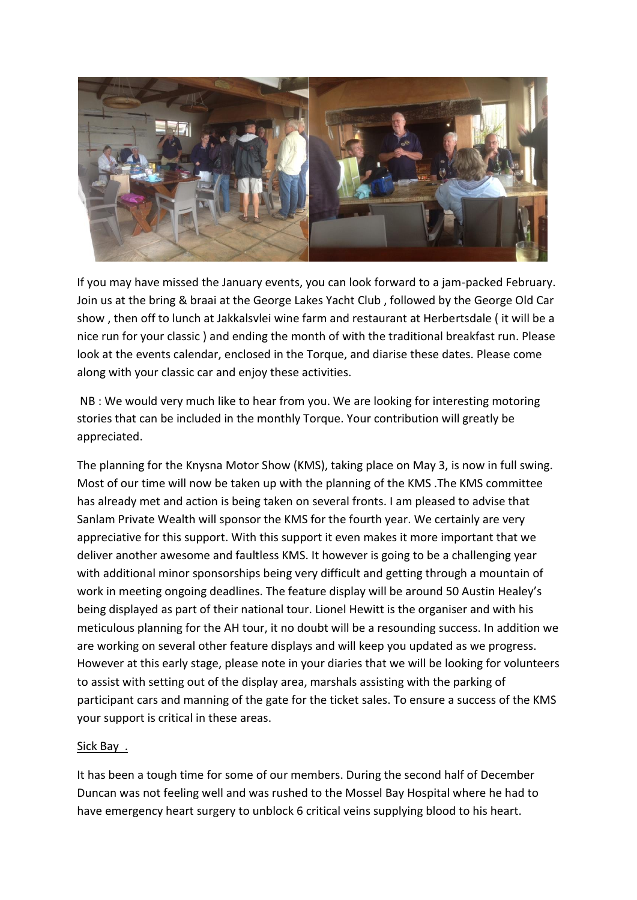If you may have missed the January events, you can look forward to a jam-packed February. Join us at the bring & braai at the George Lakes Yacht Club , followed by the George Old Car show , then off to lunch at Jakkalsvlei wine farm and restaurant at Herbertsdale ( it will be a nice run for your classic ) and ending the month of with the traditional breakfast run. Please look at the events calendar, enclosed in the Torque, and diarise these dates. Please come along with your classic car and enjoy these activities.

NB : We would very much like to hear from you. We are looking for interesting motoring stories that can be included in the monthly Torque. Your contribution will greatly be appreciated.

The planning for the Knysna Motor Show (KMS), taking place on May 3, is now in full swing. Most of our time will now be taken up with the planning of the KMS .The KMS committee has already met and action is being taken on several fronts. I am pleased to advise that Sanlam Private Wealth will sponsor the KMS for the fourth year. We certainly are very appreciative for this support. With this support it even makes it more important that we deliver another awesome and faultless KMS. It however is going to be a challenging year with additional minor sponsorships being very difficult and getting through a mountain of work in meeting ongoing deadlines. The feature display will be around 50 Austin Healey's being displayed as part of their national tour. Lionel Hewitt is the organiser and with his meticulous planning for the AH tour, it no doubt will be a resounding success. In addition we are working on several other feature displays and will keep you updated as we progress. However at this early stage, please note in your diaries that we will be looking for volunteers to assist with setting out of the display area, marshals assisting with the parking of participant cars and manning of the gate for the ticket sales. To ensure a success of the KMS your support is critical in these areas.

Sick Bay .

It has been a tough time for some of our members. During the second half of December Duncan was not feeling well and was rushed to the Mossel Bay Hospital where he had to have emergency heart surgery to unblock 6 critical veins supplying blood to his heart.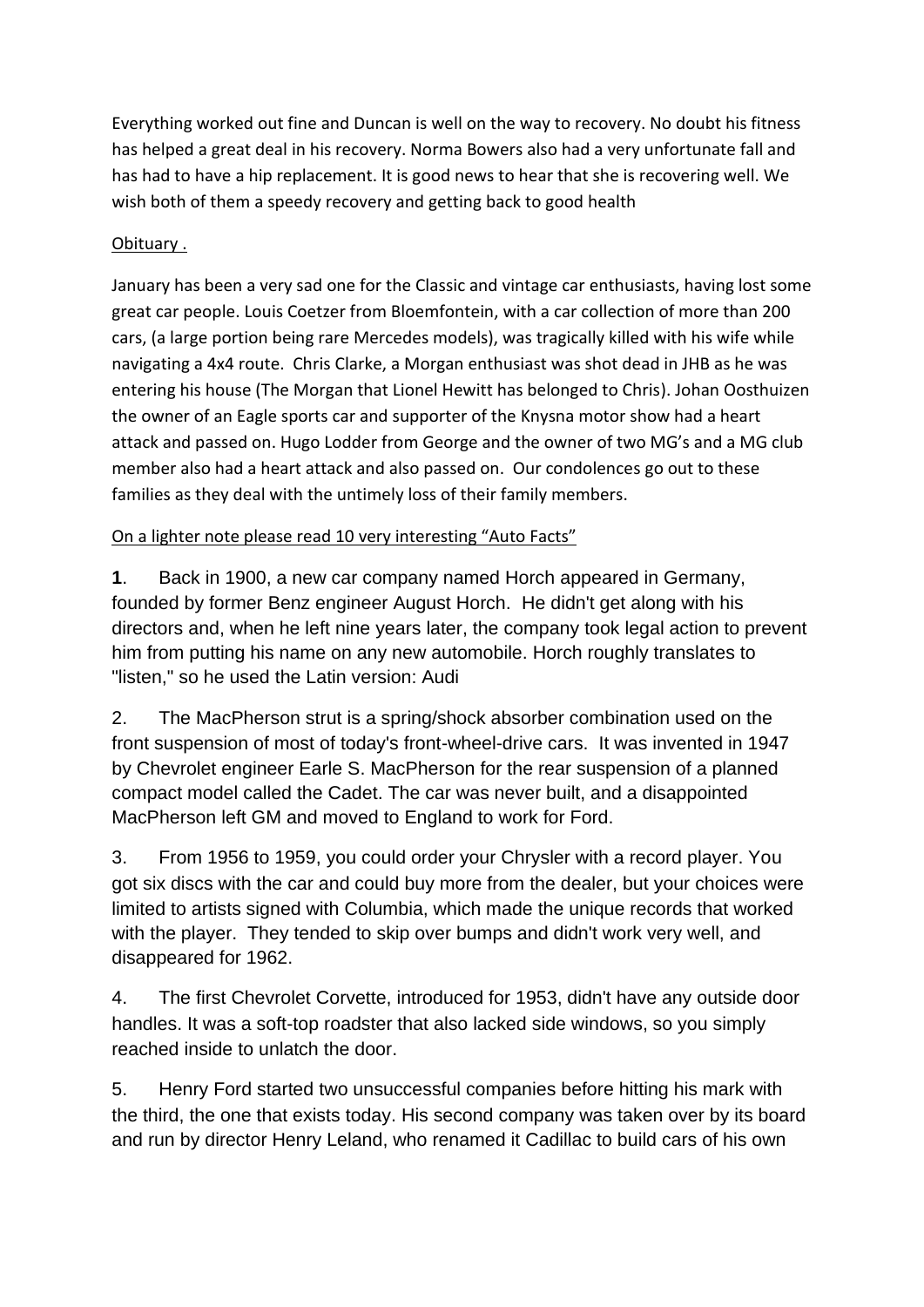Everything worked out fine and Duncan is well on the way to recovery. No doubt his fitness has helped a great deal in his recovery. Norma Bowers also had a very unfortunate fall and has had to have a hip replacement. It is good news to hear that she is recovering well. We wish both of them a speedy recovery and getting back to good health

Obituary .

January has been a very sad one for the Classic and vintage car enthusiasts, having lost some great car people. Louis Coetzer from Bloemfontein, with a car collection of more than 200 cars, (a large portion being rare Mercedes models), was tragically killed with his wife while navigating a 4x4 route. Chris Clarke, a Morgan enthusiast was shot dead in JHB as he was entering his house (The Morgan that Lionel Hewitt has belonged to Chris). Johan Oosthuizen the owner of an Eagle sports car and supporter of the Knysna motor show had a heart attack and passed on. Hugo Lodder from George and the owner of two MG's and a MG club member also had a heart attack and also passed on. Our condolences go out to these families as they deal with the untimely loss of their family members.

On a lighter note please read 10 very interesting "Auto Facts"

**1**. Back in 1900, a new car company named Horch appeared in Germany, founded by former Benz engineer August Horch. He didn't get along with his directors and, when he left nine years later, the company took legal action to prevent him from putting his name on any new automobile. Horch roughly translates to "listen," so he used the Latin version: Audi

2. The MacPherson strut is a spring/shock absorber combination used on the front suspension of most of today's front-wheel-drive cars. It was invented in 1947 by Chevrolet engineer Earle S. MacPherson for the rear suspension of a planned compact model called the Cadet. The car was never built, and a disappointed MacPherson left GM and moved to England to work for Ford.

3. From 1956 to 1959, you could order your Chrysler with a record player. You got six discs with the car and could buy more from the dealer, but your choices were limited to artists signed with Columbia, which made the unique records that worked with the player. They tended to skip over bumps and didn't work very well, and disappeared for 1962.

4. The first Chevrolet Corvette, introduced for 1953, didn't have any outside door handles. It was a soft-top roadster that also lacked side windows, so you simply reached inside to unlatch the door.

5. Henry Ford started two unsuccessful companies before hitting his mark with the third, the one that exists today. His second company was taken over by its board and run by director Henry Leland, who renamed it Cadillac to build cars of his own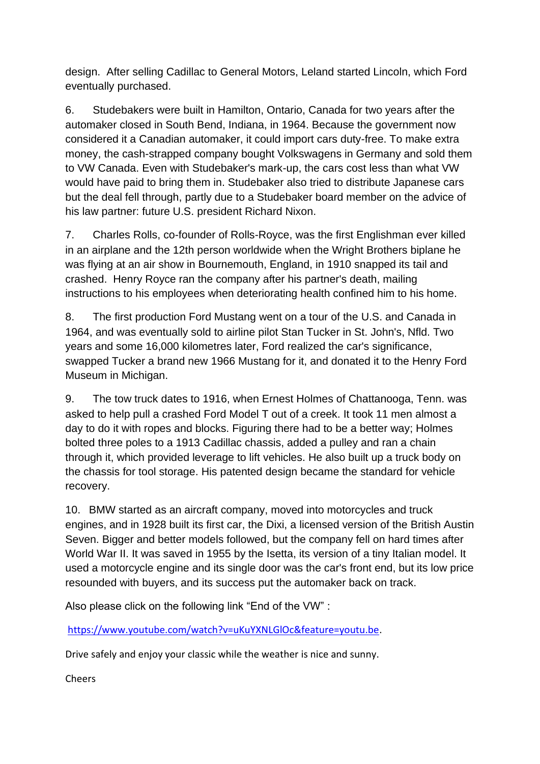design. After selling Cadillac to General Motors, Leland started Lincoln, which Ford eventually purchased.

6. Studebakers were built in Hamilton, Ontario, Canada for two years after the automaker closed in South Bend, Indiana, in 1964. Because the government now considered it a Canadian automaker, it could import cars duty-free. To make extra money, the cash-strapped company bought Volkswagens in Germany and sold them to VW Canada. Even with Studebaker's mark-up, the cars cost less than what VW would have paid to bring them in. Studebaker also tried to distribute Japanese cars but the deal fell through, partly due to a Studebaker board member on the advice of his law partner: future U.S. president Richard Nixon.

7. Charles Rolls, co-founder of Rolls-Royce, was the first Englishman ever killed in an airplane and the 12th person worldwide when the Wright Brothers biplane he was flying at an air show in Bournemouth, England, in 1910 snapped its tail and crashed. Henry Royce ran the company after his partner's death, mailing instructions to his employees when deteriorating health confined him to his home.

8. The first production Ford Mustang went on a tour of the U.S. and Canada in 1964, and was eventually sold to airline pilot Stan Tucker in St. John's, Nfld. Two years and some 16,000 kilometres later, Ford realized the car's significance, swapped Tucker a brand new 1966 Mustang for it, and donated it to the Henry Ford Museum in Michigan.

9. The tow truck dates to 1916, when Ernest Holmes of Chattanooga, Tenn. was asked to help pull a crashed Ford Model T out of a creek. It took 11 men almost a day to do it with ropes and blocks. Figuring there had to be a better way; Holmes bolted three poles to a 1913 Cadillac chassis, added a pulley and ran a chain through it, which provided leverage to lift vehicles. He also built up a truck body on the chassis for tool storage. His patented design became the standard for vehicle recovery.

10. BMW started as an aircraft company, moved into motorcycles and truck engines, and in 1928 built its first car, the Dixi, a licensed version of the British Austin Seven. Bigger and better models followed, but the company fell on hard times after World War II. It was saved in 1955 by the Isetta, its version of a tiny Italian model. It used a motorcycle engine and its single door was the car's front end, but its low price resounded with buyers, and its success put the automaker back on track.

Also please click on the following link "End of the VW" :

https://www.youtube.com/watch?v=uKuYXNLGlOc&feature=youtu.be.

Drive safely and enjoy your classic while the weather is nice and sunny.

Cheers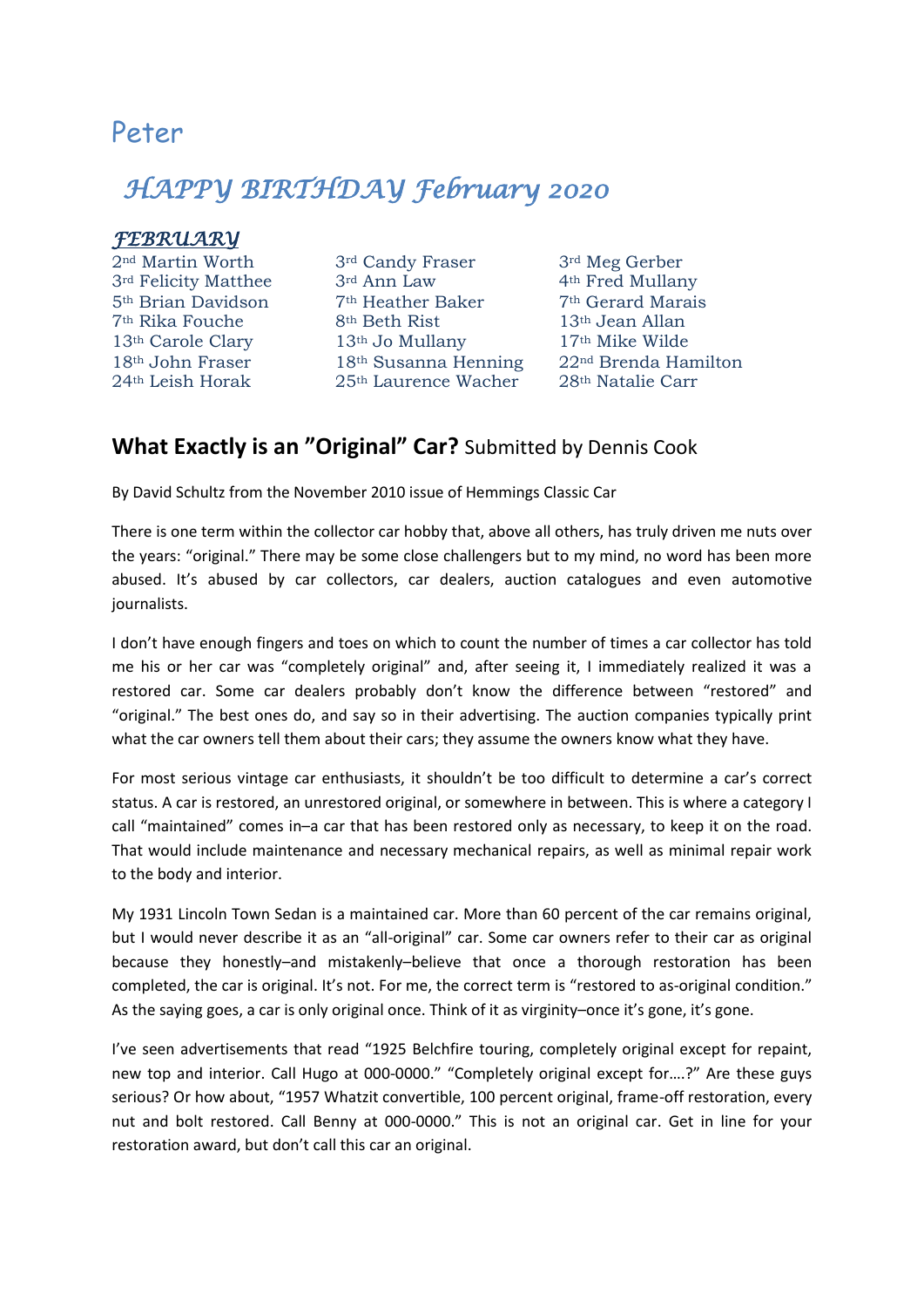Peter

# *HAPPY BIRTHDAY February 2020*

***FEBRUARY***

2nd Martin Worth
3rd Felicity Matthee
5th Brian Davidson
7th Rika Fouche
13th Carole Clary
18th John Fraser
24th Leish Horak
3rd Candy Fraser
3rd Ann Law
7th Heather Baker
8th Beth Rist
13th Jo Mullany
18th Susanna Henning
25th Laurence Wacher
3rd Meg Gerber
4th Fred Mullany
7th Gerard Marais
13th Jean Allan
17th Mike Wilde
22nd Brenda Hamilton
28th Natalie Carr

## **What Exactly is an "Original" Car?** Submitted by Dennis Cook

By David Schultz from the November 2010 issue of Hemmings Classic Car

There is one term within the collector car hobby that, above all others, has truly driven me nuts over the years: "original." There may be some close challengers but to my mind, no word has been more abused. It's abused by car collectors, car dealers, auction catalogues and even automotive journalists.

I don't have enough fingers and toes on which to count the number of times a car collector has told me his or her car was "completely original" and, after seeing it, I immediately realized it was a restored car. Some car dealers probably don't know the difference between "restored" and "original." The best ones do, and say so in their advertising. The auction companies typically print what the car owners tell them about their cars; they assume the owners know what they have.

For most serious vintage car enthusiasts, it shouldn't be too difficult to determine a car's correct status. A car is restored, an unrestored original, or somewhere in between. This is where a category I call "maintained" comes in–a car that has been restored only as necessary, to keep it on the road. That would include maintenance and necessary mechanical repairs, as well as minimal repair work to the body and interior.

My 1931 Lincoln Town Sedan is a maintained car. More than 60 percent of the car remains original, but I would never describe it as an "all-original" car. Some car owners refer to their car as original because they honestly–and mistakenly–believe that once a thorough restoration has been completed, the car is original. It's not. For me, the correct term is "restored to as-original condition." As the saying goes, a car is only original once. Think of it as virginity–once it's gone, it's gone.

I've seen advertisements that read "1925 Belchfire touring, completely original except for repaint, new top and interior. Call Hugo at 000-0000." "Completely original except for….?" Are these guys serious? Or how about, "1957 Whatzit convertible, 100 percent original, frame-off restoration, every nut and bolt restored. Call Benny at 000-0000." This is not an original car. Get in line for your restoration award, but don't call this car an original.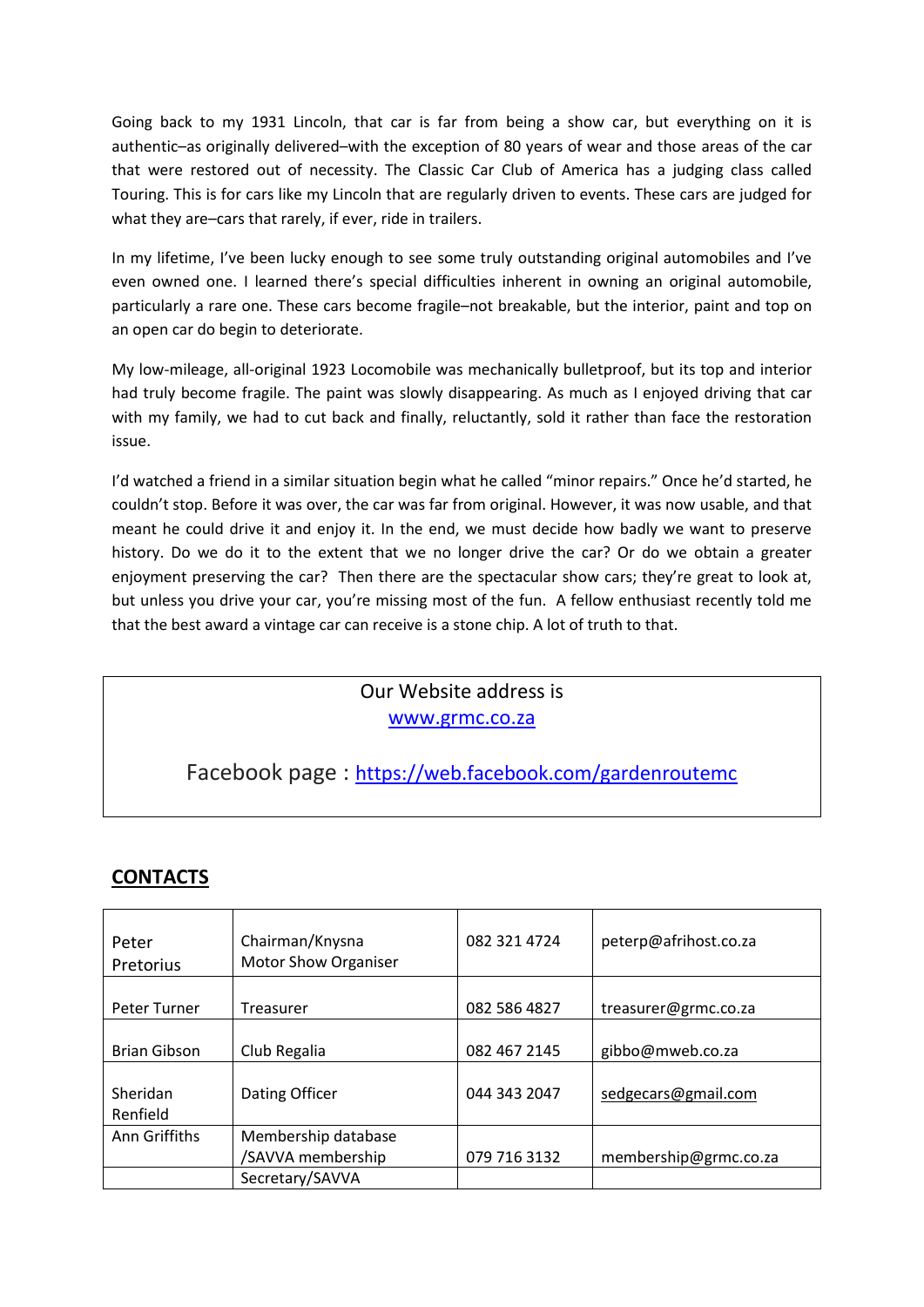Going back to my 1931 Lincoln, that car is far from being a show car, but everything on it is authentic–as originally delivered–with the exception of 80 years of wear and those areas of the car that were restored out of necessity. The Classic Car Club of America has a judging class called Touring. This is for cars like my Lincoln that are regularly driven to events. These cars are judged for what they are–cars that rarely, if ever, ride in trailers.

In my lifetime, I've been lucky enough to see some truly outstanding original automobiles and I've even owned one. I learned there's special difficulties inherent in owning an original automobile, particularly a rare one. These cars become fragile–not breakable, but the interior, paint and top on an open car do begin to deteriorate.

My low-mileage, all-original 1923 Locomobile was mechanically bulletproof, but its top and interior had truly become fragile. The paint was slowly disappearing. As much as I enjoyed driving that car with my family, we had to cut back and finally, reluctantly, sold it rather than face the restoration issue.

I'd watched a friend in a similar situation begin what he called "minor repairs." Once he'd started, he couldn't stop. Before it was over, the car was far from original. However, it was now usable, and that meant he could drive it and enjoy it. In the end, we must decide how badly we want to preserve history. Do we do it to the extent that we no longer drive the car? Or do we obtain a greater enjoyment preserving the car? Then there are the spectacular show cars; they're great to look at, but unless you drive your car, you're missing most of the fun. A fellow enthusiast recently told me that the best award a vintage car can receive is a stone chip. A lot of truth to that.

Our Website address is [www.grmc.co.za](http://www.grmc.co.za)

Facebook page : [https://web.facebook.com/gardenroutemc](https://web.facebook.com/gardenroutemc)

## CONTACTS

| | | | |
|---|---|---|---|
| Peter Pretorius | Chairman/Knysna Motor Show Organiser | 082 321 4724 | peterp@afrihost.co.za |
| Peter Turner | Treasurer | 082 586 4827 | treasurer@grmc.co.za |
| Brian Gibson | Club Regalia | 082 467 2145 | gibbo@mweb.co.za |
| Sheridan Renfield | Dating Officer | 044 343 2047 | sedgecars@gmail.com |
| Ann Griffiths | Membership database /SAVVA membership | 079 716 3132 | membership@grmc.co.za |
| | Secretary/SAVVA | | |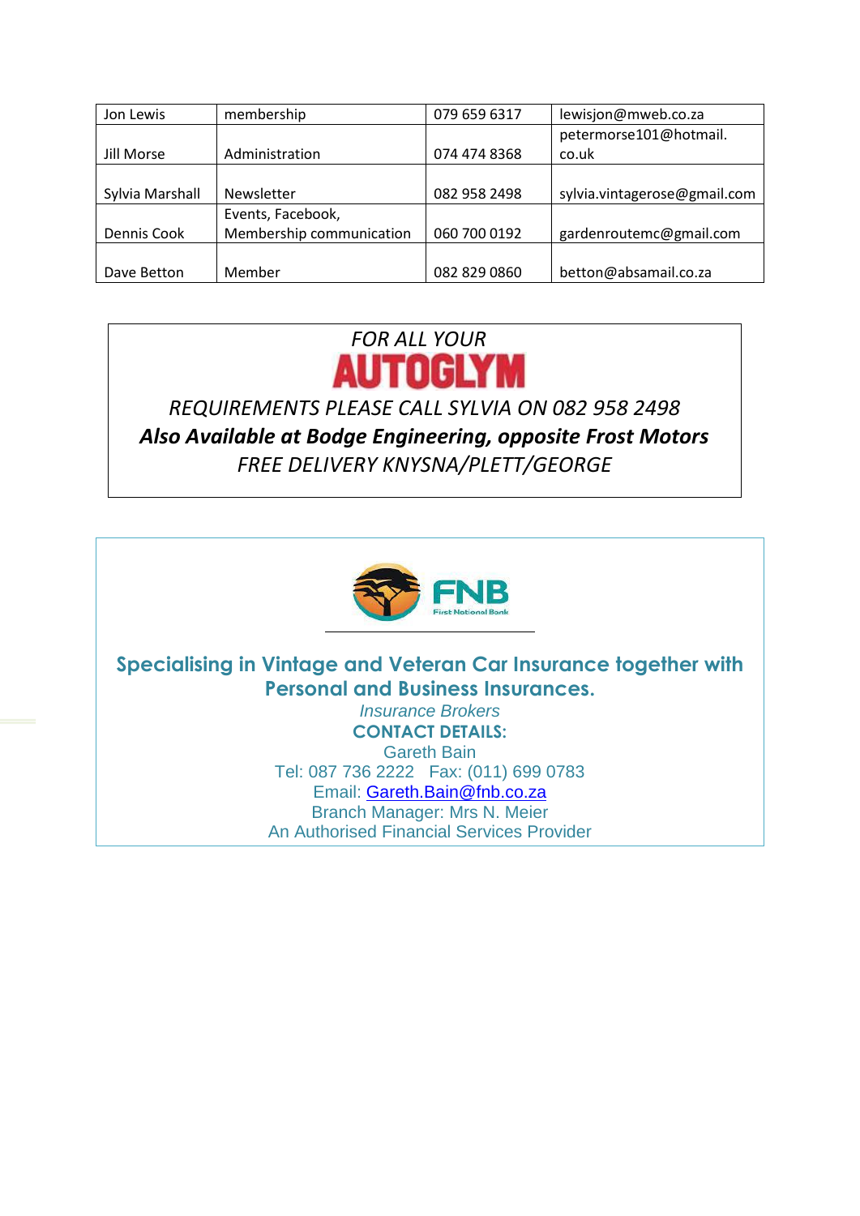| | | | |
|---|---|---|---|
| Jon Lewis | membership | 079 659 6317 | lewisjon@mweb.co.za |
| Jill Morse | Administration | 074 474 8368 | petermorse101@hotmail.co.uk |
| Sylvia Marshall | Newsletter | 082 958 2498 | sylvia.vintagerose@gmail.com |
| Dennis Cook | Events, Facebook, Membership communication | 060 700 0192 | gardenroutemc@gmail.com |
| Dave Betton | Member | 082 829 0860 | betton@absamail.co.za |

*FOR ALL YOUR*

**AUTOGLYM**

*REQUIREMENTS PLEASE CALL SYLVIA ON 082 958 2498*

***Also Available at Bodge Engineering, opposite Frost Motors***

*FREE DELIVERY KNYSNA/PLETT/GEORGE*

FNB
First National Bank

**Specialising in Vintage and Veteran Car Insurance together with Personal and Business Insurances.**

*Insurance Brokers*

**CONTACT DETAILS:**

Gareth Bain

Tel: 087 736 2222 Fax: (011) 699 0783

Email: Gareth.Bain@fnb.co.za

Branch Manager: Mrs N. Meier

An Authorised Financial Services Provider